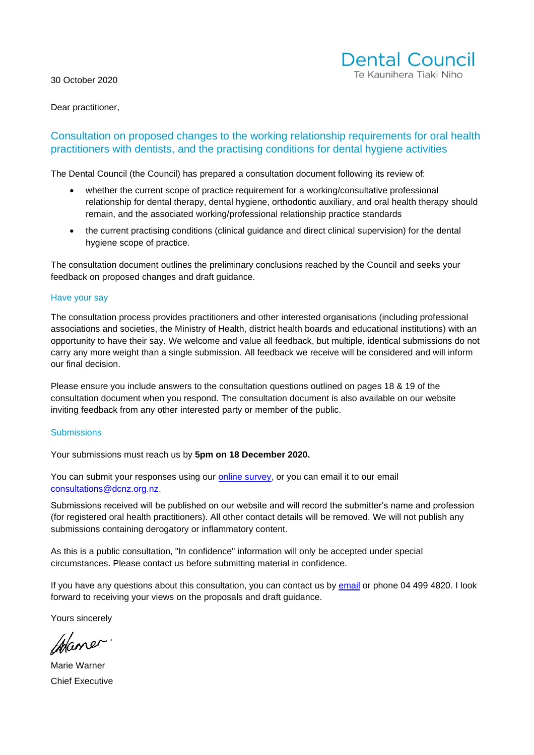Dental Council
Te Kaunihera Tiaki Niho

30 October 2020

Dear practitioner,

## Consultation on proposed changes to the working relationship requirements for oral health practitioners with dentists, and the practising conditions for dental hygiene activities

The Dental Council (the Council) has prepared a consultation document following its review of:

- whether the current scope of practice requirement for a working/consultative professional relationship for dental therapy, dental hygiene, orthodontic auxiliary, and oral health therapy should remain, and the associated working/professional relationship practice standards
- the current practising conditions (clinical guidance and direct clinical supervision) for the dental hygiene scope of practice.

The consultation document outlines the preliminary conclusions reached by the Council and seeks your feedback on proposed changes and draft guidance.

### Have your say

The consultation process provides practitioners and other interested organisations (including professional associations and societies, the Ministry of Health, district health boards and educational institutions) with an opportunity to have their say. We welcome and value all feedback, but multiple, identical submissions do not carry any more weight than a single submission. All feedback we receive will be considered and will inform our final decision.

Please ensure you include answers to the consultation questions outlined on pages 18 & 19 of the consultation document when you respond. The consultation document is also available on our website inviting feedback from any other interested party or member of the public.

### Submissions

Your submissions must reach us by **5pm on 18 December 2020.**

You can submit your responses using our online survey, or you can email it to our email consultations@dcnz.org.nz.

Submissions received will be published on our website and will record the submitter's name and profession (for registered oral health practitioners). All other contact details will be removed. We will not publish any submissions containing derogatory or inflammatory content.

As this is a public consultation, "In confidence" information will only be accepted under special circumstances. Please contact us before submitting material in confidence.

If you have any questions about this consultation, you can contact us by email or phone 04 499 4820. I look forward to receiving your views on the proposals and draft guidance.

Yours sincerely

Marie Warner
Chief Executive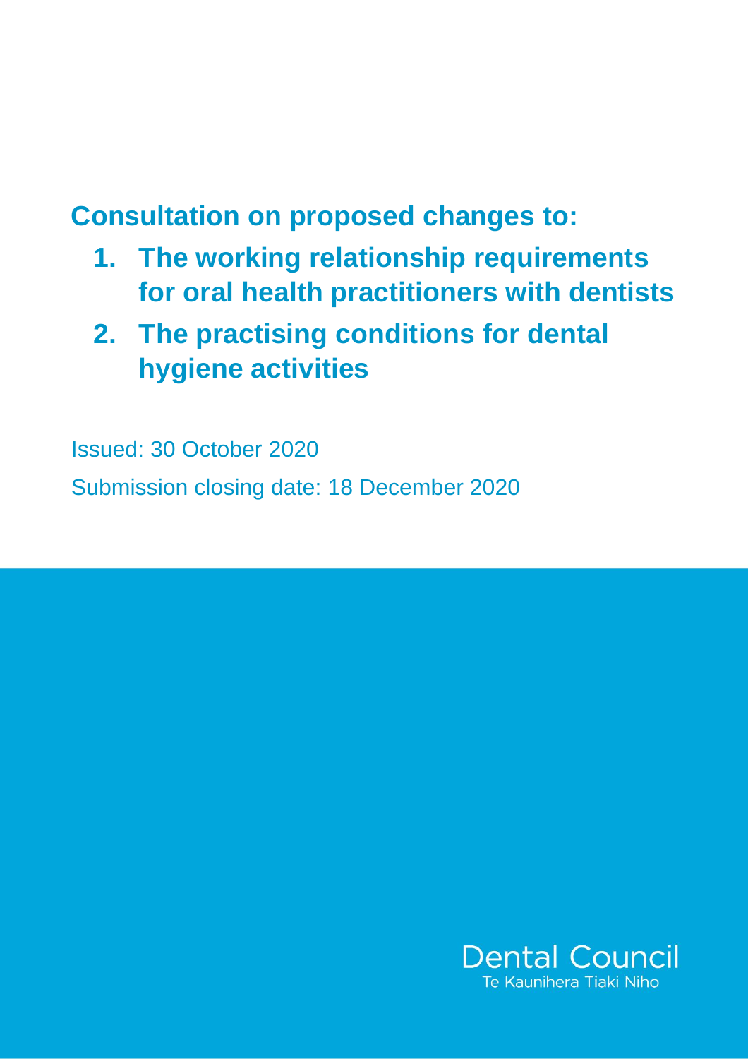# Consultation on proposed changes to:

1. **The working relationship requirements for oral health practitioners with dentists**
2. **The practising conditions for dental hygiene activities**

Issued: 30 October 2020

Submission closing date: 18 December 2020

Dental Council
Te Kaunihera Tiaki Niho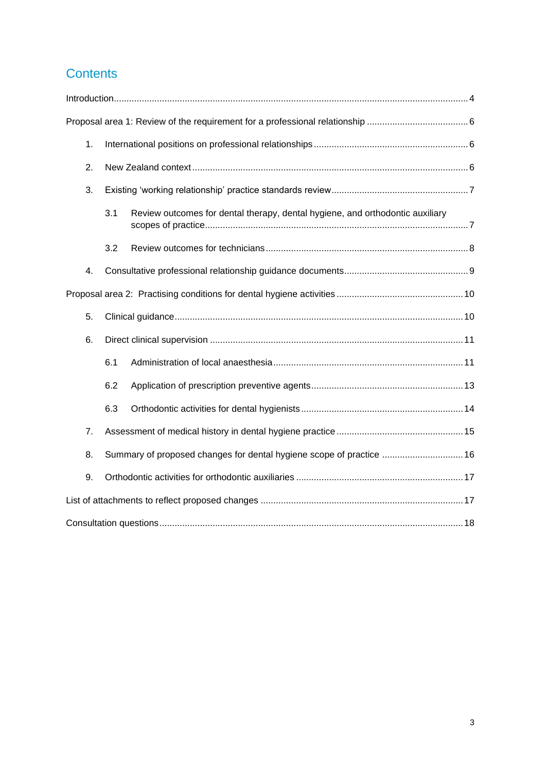# Contents

- Introduction ... 4
- Proposal area 1: Review of the requirement for a professional relationship ... 6
  1. International positions on professional relationships ... 6
  2. New Zealand context ... 6
  3. Existing 'working relationship' practice standards review ... 7
     - 3.1 Review outcomes for dental therapy, dental hygiene, and orthodontic auxiliary scopes of practice ... 7
     - 3.2 Review outcomes for technicians ... 8
  4. Consultative professional relationship guidance documents ... 9
- Proposal area 2: Practising conditions for dental hygiene activities ... 10
  5. Clinical guidance ... 10
  6. Direct clinical supervision ... 11
     - 6.1 Administration of local anaesthesia ... 11
     - 6.2 Application of prescription preventive agents ... 13
     - 6.3 Orthodontic activities for dental hygienists ... 14
  7. Assessment of medical history in dental hygiene practice ... 15
  8. Summary of proposed changes for dental hygiene scope of practice ... 16
  9. Orthodontic activities for orthodontic auxiliaries ... 17
- List of attachments to reflect proposed changes ... 17
- Consultation questions ... 18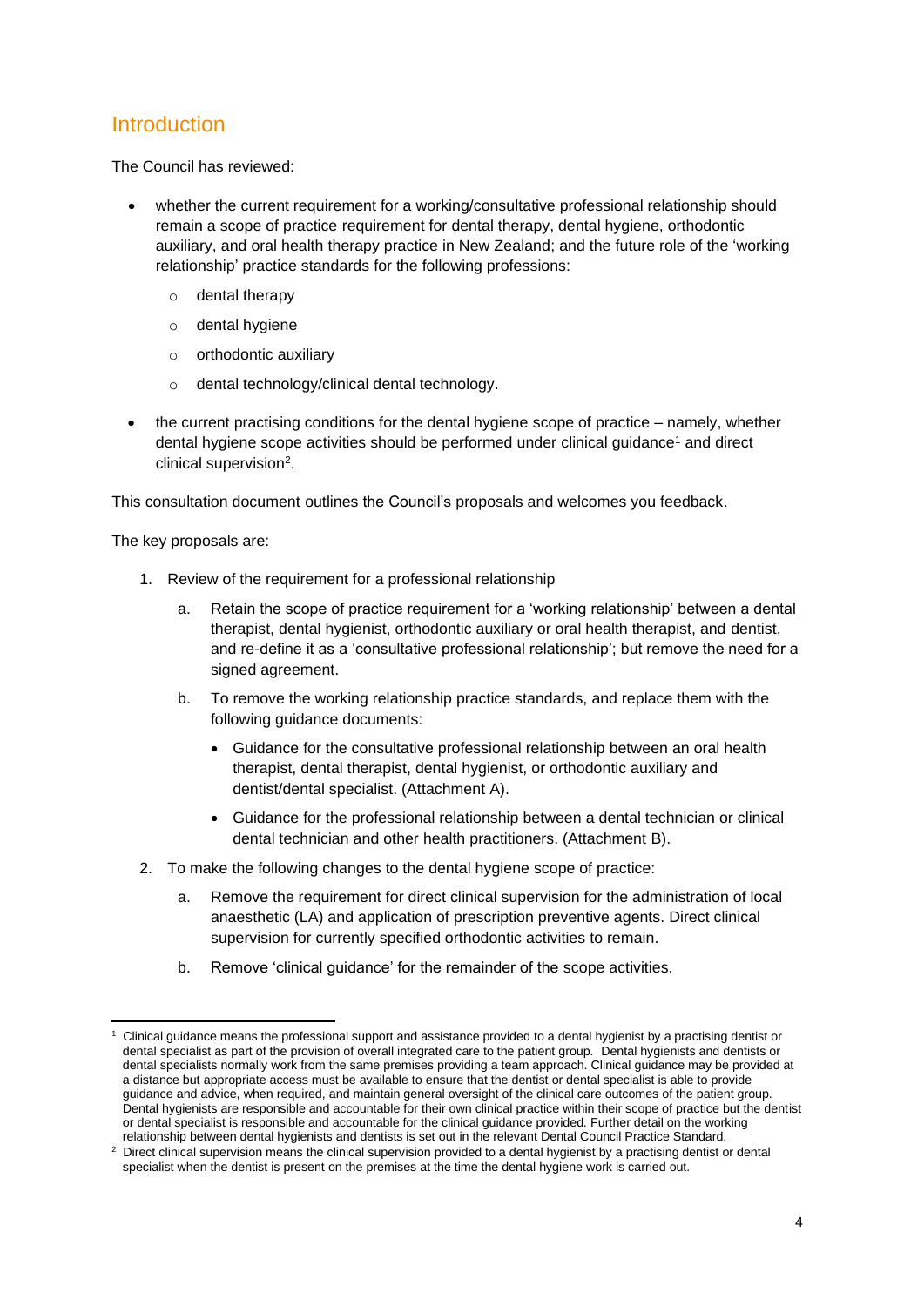## Introduction

The Council has reviewed:

- whether the current requirement for a working/consultative professional relationship should remain a scope of practice requirement for dental therapy, dental hygiene, orthodontic auxiliary, and oral health therapy practice in New Zealand; and the future role of the 'working relationship' practice standards for the following professions:
  - dental therapy
  - dental hygiene
  - orthodontic auxiliary
  - dental technology/clinical dental technology.
- the current practising conditions for the dental hygiene scope of practice – namely, whether dental hygiene scope activities should be performed under clinical guidance[1] and direct clinical supervision[2].

This consultation document outlines the Council's proposals and welcomes you feedback.

The key proposals are:

1. Review of the requirement for a professional relationship
   a. Retain the scope of practice requirement for a 'working relationship' between a dental therapist, dental hygienist, orthodontic auxiliary or oral health therapist, and dentist, and re-define it as a 'consultative professional relationship'; but remove the need for a signed agreement.
   b. To remove the working relationship practice standards, and replace them with the following guidance documents:
      - Guidance for the consultative professional relationship between an oral health therapist, dental therapist, dental hygienist, or orthodontic auxiliary and dentist/dental specialist. (Attachment A).
      - Guidance for the professional relationship between a dental technician or clinical dental technician and other health practitioners. (Attachment B).
2. To make the following changes to the dental hygiene scope of practice:
   a. Remove the requirement for direct clinical supervision for the administration of local anaesthetic (LA) and application of prescription preventive agents. Direct clinical supervision for currently specified orthodontic activities to remain.
   b. Remove 'clinical guidance' for the remainder of the scope activities.

---

[1] Clinical guidance means the professional support and assistance provided to a dental hygienist by a practising dentist or dental specialist as part of the provision of overall integrated care to the patient group. Dental hygienists and dentists or dental specialists normally work from the same premises providing a team approach. Clinical guidance may be provided at a distance but appropriate access must be available to ensure that the dentist or dental specialist is able to provide guidance and advice, when required, and maintain general oversight of the clinical care outcomes of the patient group. Dental hygienists are responsible and accountable for their own clinical practice within their scope of practice but the dentist or dental specialist is responsible and accountable for the clinical guidance provided. Further detail on the working relationship between dental hygienists and dentists is set out in the relevant Dental Council Practice Standard.

[2] Direct clinical supervision means the clinical supervision provided to a dental hygienist by a practising dentist or dental specialist when the dentist is present on the premises at the time the dental hygiene work is carried out.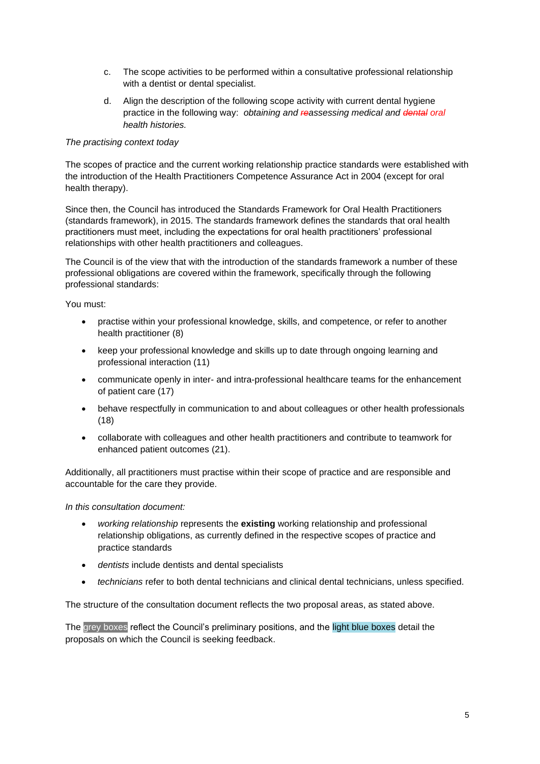c. The scope activities to be performed within a consultative professional relationship with a dentist or dental specialist.

d. Align the description of the following scope activity with current dental hygiene practice in the following way: *obtaining and ~~re~~assessing medical and ~~dental~~ oral health histories.*

*The practising context today*

The scopes of practice and the current working relationship practice standards were established with the introduction of the Health Practitioners Competence Assurance Act in 2004 (except for oral health therapy).

Since then, the Council has introduced the Standards Framework for Oral Health Practitioners (standards framework), in 2015. The standards framework defines the standards that oral health practitioners must meet, including the expectations for oral health practitioners' professional relationships with other health practitioners and colleagues.

The Council is of the view that with the introduction of the standards framework a number of these professional obligations are covered within the framework, specifically through the following professional standards:

You must:

- practise within your professional knowledge, skills, and competence, or refer to another health practitioner (8)
- keep your professional knowledge and skills up to date through ongoing learning and professional interaction (11)
- communicate openly in inter- and intra-professional healthcare teams for the enhancement of patient care (17)
- behave respectfully in communication to and about colleagues or other health professionals (18)
- collaborate with colleagues and other health practitioners and contribute to teamwork for enhanced patient outcomes (21).

Additionally, all practitioners must practise within their scope of practice and are responsible and accountable for the care they provide.

*In this consultation document:*

- *working relationship* represents the **existing** working relationship and professional relationship obligations, as currently defined in the respective scopes of practice and practice standards
- *dentists* include dentists and dental specialists
- *technicians* refer to both dental technicians and clinical dental technicians, unless specified.

The structure of the consultation document reflects the two proposal areas, as stated above.

The grey boxes reflect the Council's preliminary positions, and the light blue boxes detail the proposals on which the Council is seeking feedback.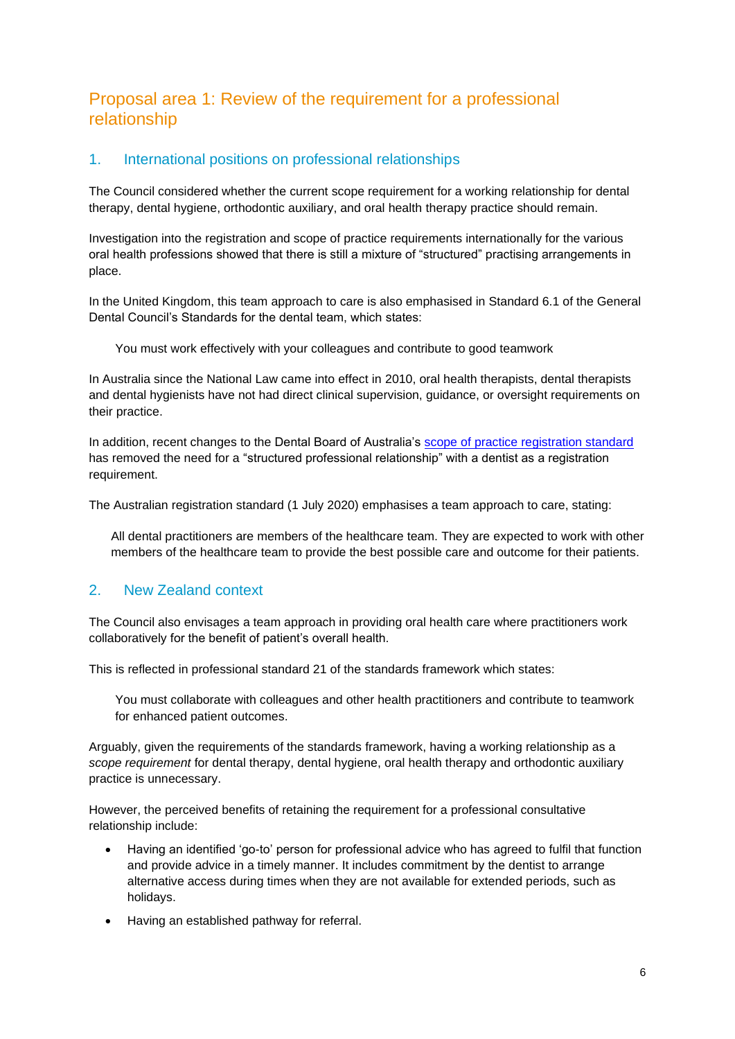## Proposal area 1: Review of the requirement for a professional relationship

### 1. International positions on professional relationships

The Council considered whether the current scope requirement for a working relationship for dental therapy, dental hygiene, orthodontic auxiliary, and oral health therapy practice should remain.

Investigation into the registration and scope of practice requirements internationally for the various oral health professions showed that there is still a mixture of "structured" practising arrangements in place.

In the United Kingdom, this team approach to care is also emphasised in Standard 6.1 of the General Dental Council's Standards for the dental team, which states:

> You must work effectively with your colleagues and contribute to good teamwork

In Australia since the National Law came into effect in 2010, oral health therapists, dental therapists and dental hygienists have not had direct clinical supervision, guidance, or oversight requirements on their practice.

In addition, recent changes to the Dental Board of Australia's scope of practice registration standard has removed the need for a "structured professional relationship" with a dentist as a registration requirement.

The Australian registration standard (1 July 2020) emphasises a team approach to care, stating:

> All dental practitioners are members of the healthcare team. They are expected to work with other members of the healthcare team to provide the best possible care and outcome for their patients.

### 2. New Zealand context

The Council also envisages a team approach in providing oral health care where practitioners work collaboratively for the benefit of patient's overall health.

This is reflected in professional standard 21 of the standards framework which states:

> You must collaborate with colleagues and other health practitioners and contribute to teamwork for enhanced patient outcomes.

Arguably, given the requirements of the standards framework, having a working relationship as a *scope requirement* for dental therapy, dental hygiene, oral health therapy and orthodontic auxiliary practice is unnecessary.

However, the perceived benefits of retaining the requirement for a professional consultative relationship include:

- Having an identified 'go-to' person for professional advice who has agreed to fulfil that function and provide advice in a timely manner. It includes commitment by the dentist to arrange alternative access during times when they are not available for extended periods, such as holidays.
- Having an established pathway for referral.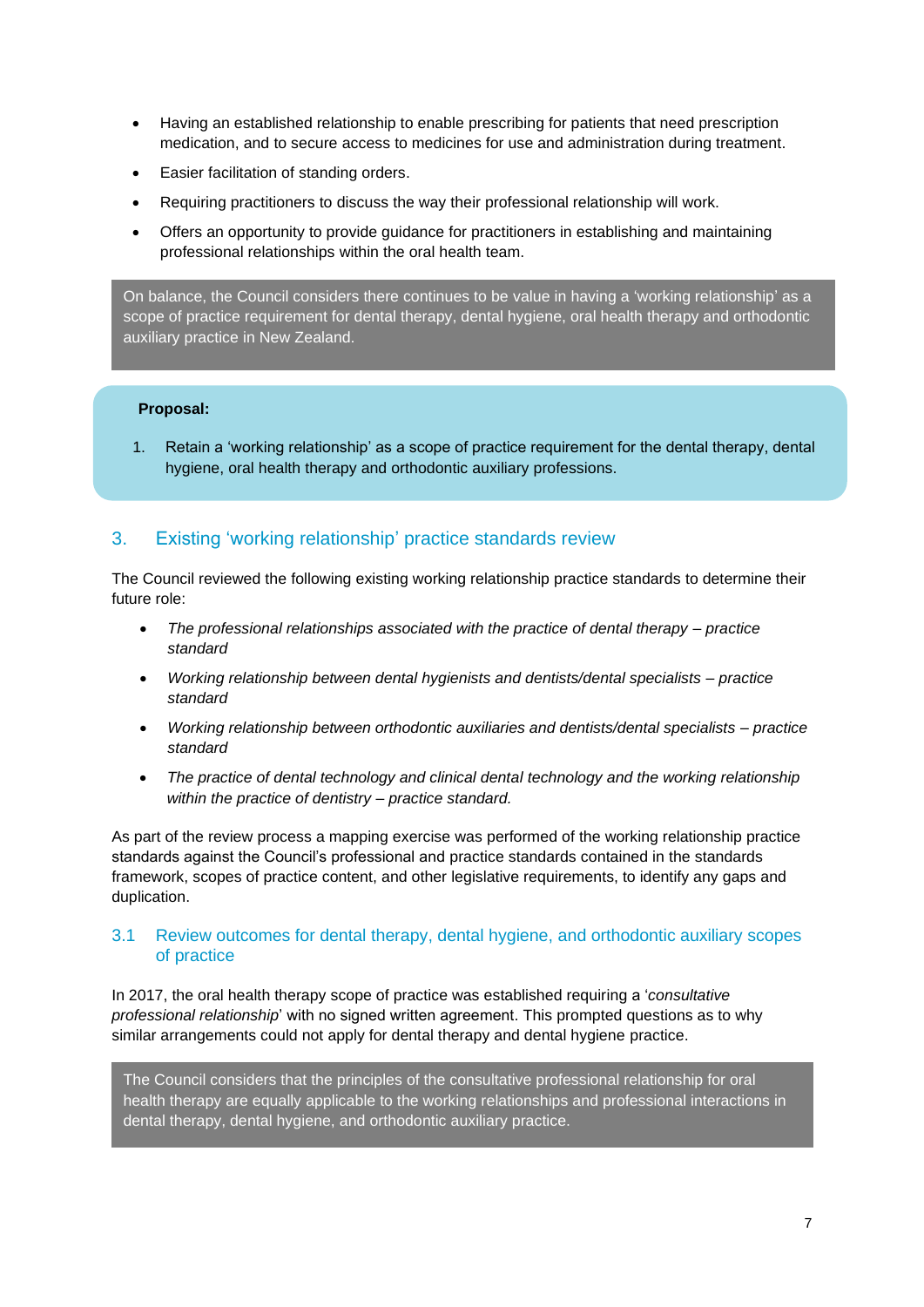- Having an established relationship to enable prescribing for patients that need prescription medication, and to secure access to medicines for use and administration during treatment.
- Easier facilitation of standing orders.
- Requiring practitioners to discuss the way their professional relationship will work.
- Offers an opportunity to provide guidance for practitioners in establishing and maintaining professional relationships within the oral health team.

On balance, the Council considers there continues to be value in having a 'working relationship' as a scope of practice requirement for dental therapy, dental hygiene, oral health therapy and orthodontic auxiliary practice in New Zealand.

**Proposal:**

1. Retain a 'working relationship' as a scope of practice requirement for the dental therapy, dental hygiene, oral health therapy and orthodontic auxiliary professions.

## 3. Existing 'working relationship' practice standards review

The Council reviewed the following existing working relationship practice standards to determine their future role:

- *The professional relationships associated with the practice of dental therapy – practice standard*
- *Working relationship between dental hygienists and dentists/dental specialists – practice standard*
- *Working relationship between orthodontic auxiliaries and dentists/dental specialists – practice standard*
- *The practice of dental technology and clinical dental technology and the working relationship within the practice of dentistry – practice standard.*

As part of the review process a mapping exercise was performed of the working relationship practice standards against the Council's professional and practice standards contained in the standards framework, scopes of practice content, and other legislative requirements, to identify any gaps and duplication.

### 3.1 Review outcomes for dental therapy, dental hygiene, and orthodontic auxiliary scopes of practice

In 2017, the oral health therapy scope of practice was established requiring a '*consultative professional relationship*' with no signed written agreement. This prompted questions as to why similar arrangements could not apply for dental therapy and dental hygiene practice.

The Council considers that the principles of the consultative professional relationship for oral health therapy are equally applicable to the working relationships and professional interactions in dental therapy, dental hygiene, and orthodontic auxiliary practice.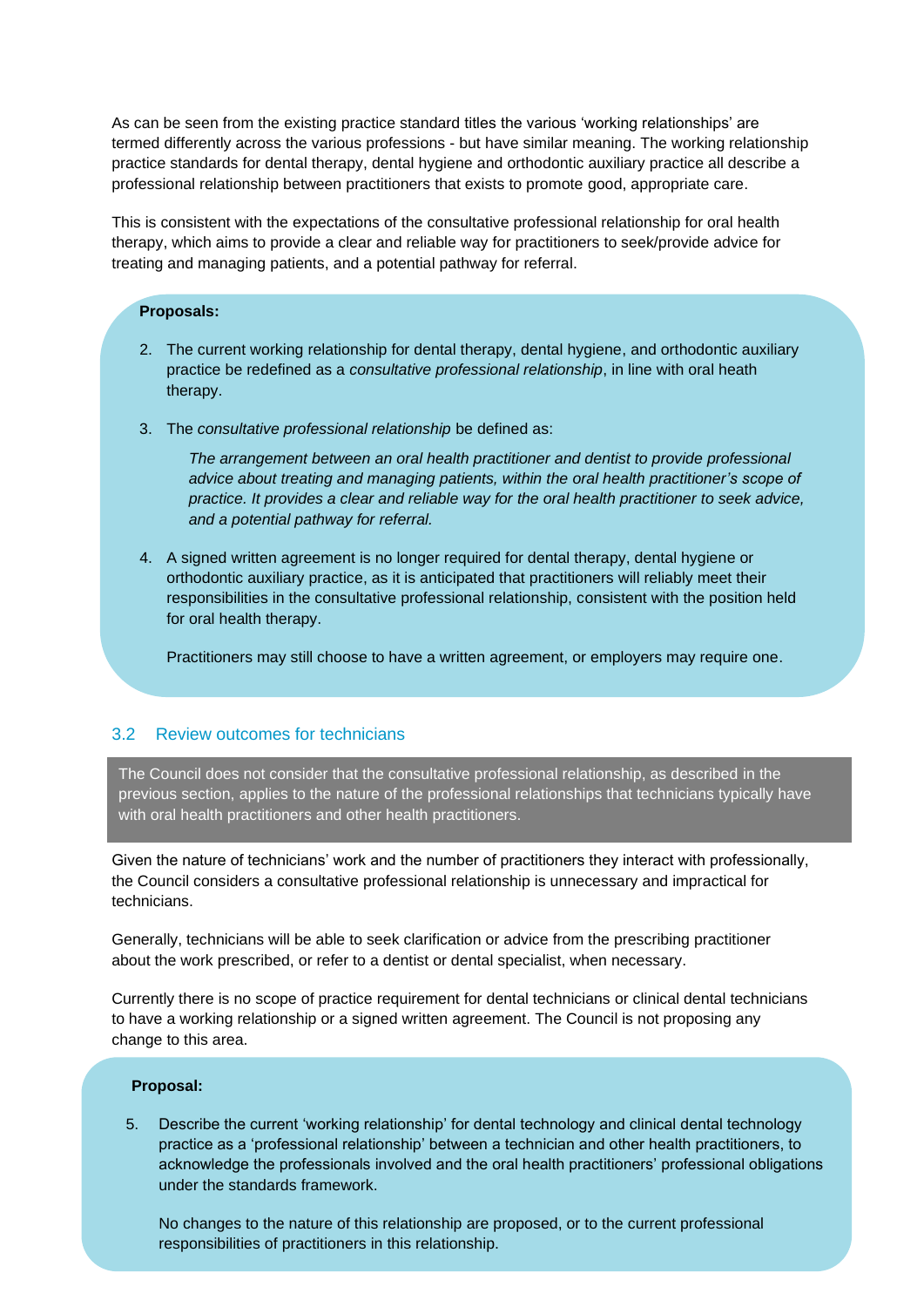As can be seen from the existing practice standard titles the various 'working relationships' are termed differently across the various professions - but have similar meaning. The working relationship practice standards for dental therapy, dental hygiene and orthodontic auxiliary practice all describe a professional relationship between practitioners that exists to promote good, appropriate care.

This is consistent with the expectations of the consultative professional relationship for oral health therapy, which aims to provide a clear and reliable way for practitioners to seek/provide advice for treating and managing patients, and a potential pathway for referral.

**Proposals:**

2. The current working relationship for dental therapy, dental hygiene, and orthodontic auxiliary practice be redefined as a *consultative professional relationship*, in line with oral heath therapy.

3. The *consultative professional relationship* be defined as:

   *The arrangement between an oral health practitioner and dentist to provide professional advice about treating and managing patients, within the oral health practitioner's scope of practice. It provides a clear and reliable way for the oral health practitioner to seek advice, and a potential pathway for referral.*

4. A signed written agreement is no longer required for dental therapy, dental hygiene or orthodontic auxiliary practice, as it is anticipated that practitioners will reliably meet their responsibilities in the consultative professional relationship, consistent with the position held for oral health therapy.

   Practitioners may still choose to have a written agreement, or employers may require one.

## 3.2 Review outcomes for technicians

The Council does not consider that the consultative professional relationship, as described in the previous section, applies to the nature of the professional relationships that technicians typically have with oral health practitioners and other health practitioners.

Given the nature of technicians' work and the number of practitioners they interact with professionally, the Council considers a consultative professional relationship is unnecessary and impractical for technicians.

Generally, technicians will be able to seek clarification or advice from the prescribing practitioner about the work prescribed, or refer to a dentist or dental specialist, when necessary.

Currently there is no scope of practice requirement for dental technicians or clinical dental technicians to have a working relationship or a signed written agreement. The Council is not proposing any change to this area.

**Proposal:**

5. Describe the current 'working relationship' for dental technology and clinical dental technology practice as a 'professional relationship' between a technician and other health practitioners, to acknowledge the professionals involved and the oral health practitioners' professional obligations under the standards framework.

   No changes to the nature of this relationship are proposed, or to the current professional responsibilities of practitioners in this relationship.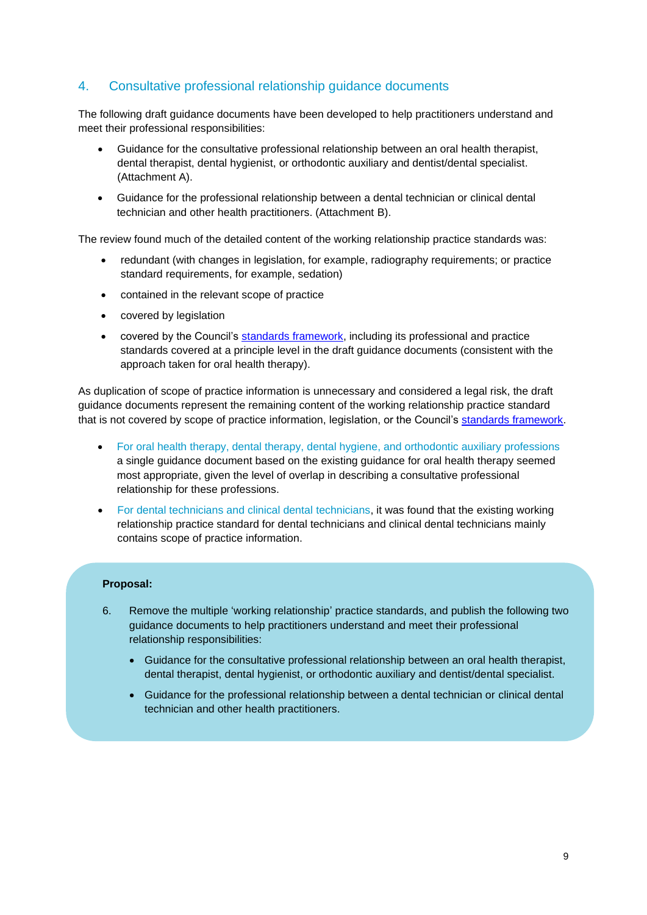## 4. Consultative professional relationship guidance documents

The following draft guidance documents have been developed to help practitioners understand and meet their professional responsibilities:

- Guidance for the consultative professional relationship between an oral health therapist, dental therapist, dental hygienist, or orthodontic auxiliary and dentist/dental specialist. (Attachment A).
- Guidance for the professional relationship between a dental technician or clinical dental technician and other health practitioners. (Attachment B).

The review found much of the detailed content of the working relationship practice standards was:

- redundant (with changes in legislation, for example, radiography requirements; or practice standard requirements, for example, sedation)
- contained in the relevant scope of practice
- covered by legislation
- covered by the Council's standards framework, including its professional and practice standards covered at a principle level in the draft guidance documents (consistent with the approach taken for oral health therapy).

As duplication of scope of practice information is unnecessary and considered a legal risk, the draft guidance documents represent the remaining content of the working relationship practice standard that is not covered by scope of practice information, legislation, or the Council's standards framework.

- For oral health therapy, dental therapy, dental hygiene, and orthodontic auxiliary professions a single guidance document based on the existing guidance for oral health therapy seemed most appropriate, given the level of overlap in describing a consultative professional relationship for these professions.
- For dental technicians and clinical dental technicians, it was found that the existing working relationship practice standard for dental technicians and clinical dental technicians mainly contains scope of practice information.

**Proposal:**

6. Remove the multiple 'working relationship' practice standards, and publish the following two guidance documents to help practitioners understand and meet their professional relationship responsibilities:
   - Guidance for the consultative professional relationship between an oral health therapist, dental therapist, dental hygienist, or orthodontic auxiliary and dentist/dental specialist.
   - Guidance for the professional relationship between a dental technician or clinical dental technician and other health practitioners.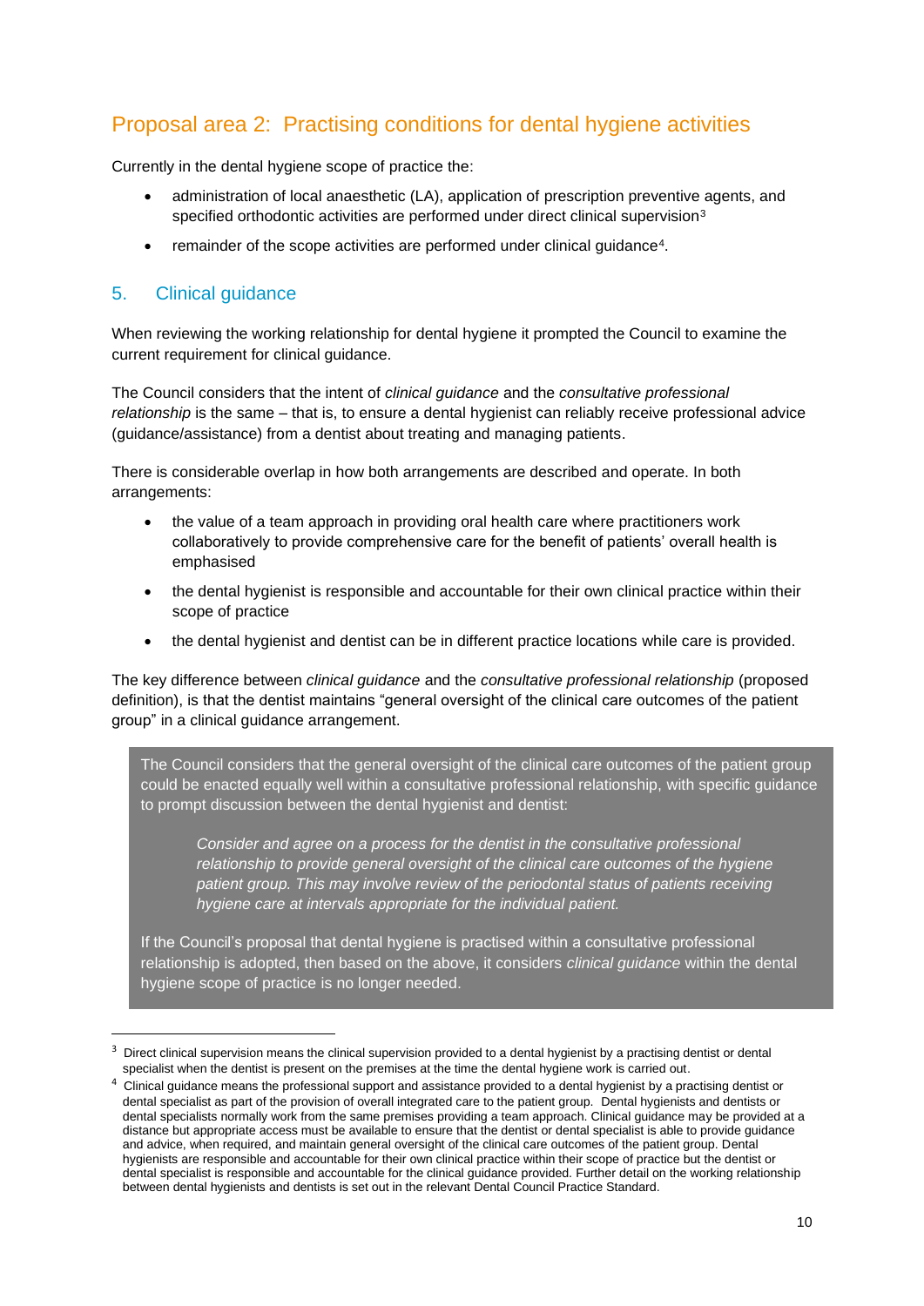## Proposal area 2: Practising conditions for dental hygiene activities

Currently in the dental hygiene scope of practice the:

- administration of local anaesthetic (LA), application of prescription preventive agents, and specified orthodontic activities are performed under direct clinical supervision[3]
- remainder of the scope activities are performed under clinical guidance[4].

### 5. Clinical guidance

When reviewing the working relationship for dental hygiene it prompted the Council to examine the current requirement for clinical guidance.

The Council considers that the intent of *clinical guidance* and the *consultative professional relationship* is the same – that is, to ensure a dental hygienist can reliably receive professional advice (guidance/assistance) from a dentist about treating and managing patients.

There is considerable overlap in how both arrangements are described and operate. In both arrangements:

- the value of a team approach in providing oral health care where practitioners work collaboratively to provide comprehensive care for the benefit of patients' overall health is emphasised
- the dental hygienist is responsible and accountable for their own clinical practice within their scope of practice
- the dental hygienist and dentist can be in different practice locations while care is provided.

The key difference between *clinical guidance* and the *consultative professional relationship* (proposed definition), is that the dentist maintains "general oversight of the clinical care outcomes of the patient group" in a clinical guidance arrangement.

> The Council considers that the general oversight of the clinical care outcomes of the patient group could be enacted equally well within a consultative professional relationship, with specific guidance to prompt discussion between the dental hygienist and dentist:
>
> > *Consider and agree on a process for the dentist in the consultative professional relationship to provide general oversight of the clinical care outcomes of the hygiene patient group. This may involve review of the periodontal status of patients receiving hygiene care at intervals appropriate for the individual patient.*
>
> If the Council's proposal that dental hygiene is practised within a consultative professional relationship is adopted, then based on the above, it considers *clinical guidance* within the dental hygiene scope of practice is no longer needed.

---

[3] Direct clinical supervision means the clinical supervision provided to a dental hygienist by a practising dentist or dental specialist when the dentist is present on the premises at the time the dental hygiene work is carried out.

[4] Clinical guidance means the professional support and assistance provided to a dental hygienist by a practising dentist or dental specialist as part of the provision of overall integrated care to the patient group. Dental hygienists and dentists or dental specialists normally work from the same premises providing a team approach. Clinical guidance may be provided at a distance but appropriate access must be available to ensure that the dentist or dental specialist is able to provide guidance and advice, when required, and maintain general oversight of the clinical care outcomes of the patient group. Dental hygienists are responsible and accountable for their own clinical practice within their scope of practice but the dentist or dental specialist is responsible and accountable for the clinical guidance provided. Further detail on the working relationship between dental hygienists and dentists is set out in the relevant Dental Council Practice Standard.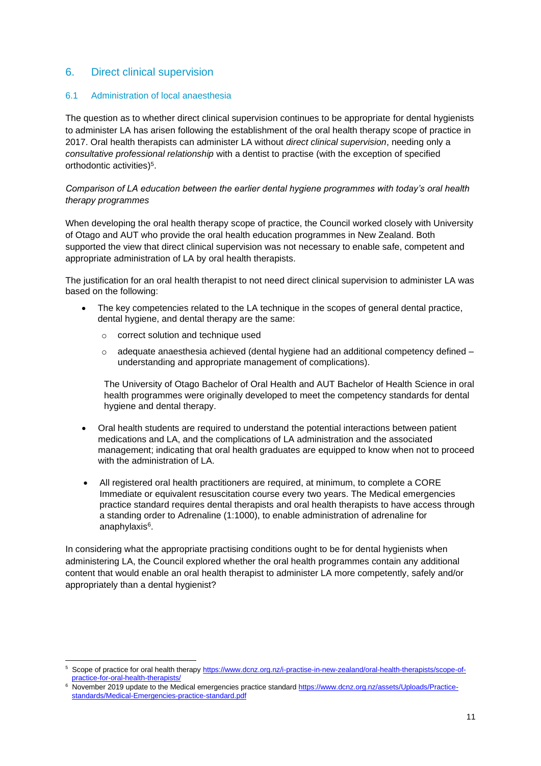## 6. Direct clinical supervision

### 6.1 Administration of local anaesthesia

The question as to whether direct clinical supervision continues to be appropriate for dental hygienists to administer LA has arisen following the establishment of the oral health therapy scope of practice in 2017. Oral health therapists can administer LA without *direct clinical supervision*, needing only a *consultative professional relationship* with a dentist to practise (with the exception of specified orthodontic activities)[5].

*Comparison of LA education between the earlier dental hygiene programmes with today's oral health therapy programmes*

When developing the oral health therapy scope of practice, the Council worked closely with University of Otago and AUT who provide the oral health education programmes in New Zealand. Both supported the view that direct clinical supervision was not necessary to enable safe, competent and appropriate administration of LA by oral health therapists.

The justification for an oral health therapist to not need direct clinical supervision to administer LA was based on the following:

- The key competencies related to the LA technique in the scopes of general dental practice, dental hygiene, and dental therapy are the same:
  - correct solution and technique used
  - adequate anaesthesia achieved (dental hygiene had an additional competency defined – understanding and appropriate management of complications).

  The University of Otago Bachelor of Oral Health and AUT Bachelor of Health Science in oral health programmes were originally developed to meet the competency standards for dental hygiene and dental therapy.

- Oral health students are required to understand the potential interactions between patient medications and LA, and the complications of LA administration and the associated management; indicating that oral health graduates are equipped to know when not to proceed with the administration of LA.

- All registered oral health practitioners are required, at minimum, to complete a CORE Immediate or equivalent resuscitation course every two years. The Medical emergencies practice standard requires dental therapists and oral health therapists to have access through a standing order to Adrenaline (1:1000), to enable administration of adrenaline for anaphylaxis[6].

In considering what the appropriate practising conditions ought to be for dental hygienists when administering LA, the Council explored whether the oral health programmes contain any additional content that would enable an oral health therapist to administer LA more competently, safely and/or appropriately than a dental hygienist?

---

[5] Scope of practice for oral health therapy https://www.dcnz.org.nz/i-practise-in-new-zealand/oral-health-therapists/scope-of-practice-for-oral-health-therapists/

[6] November 2019 update to the Medical emergencies practice standard https://www.dcnz.org.nz/assets/Uploads/Practice-standards/Medical-Emergencies-practice-standard.pdf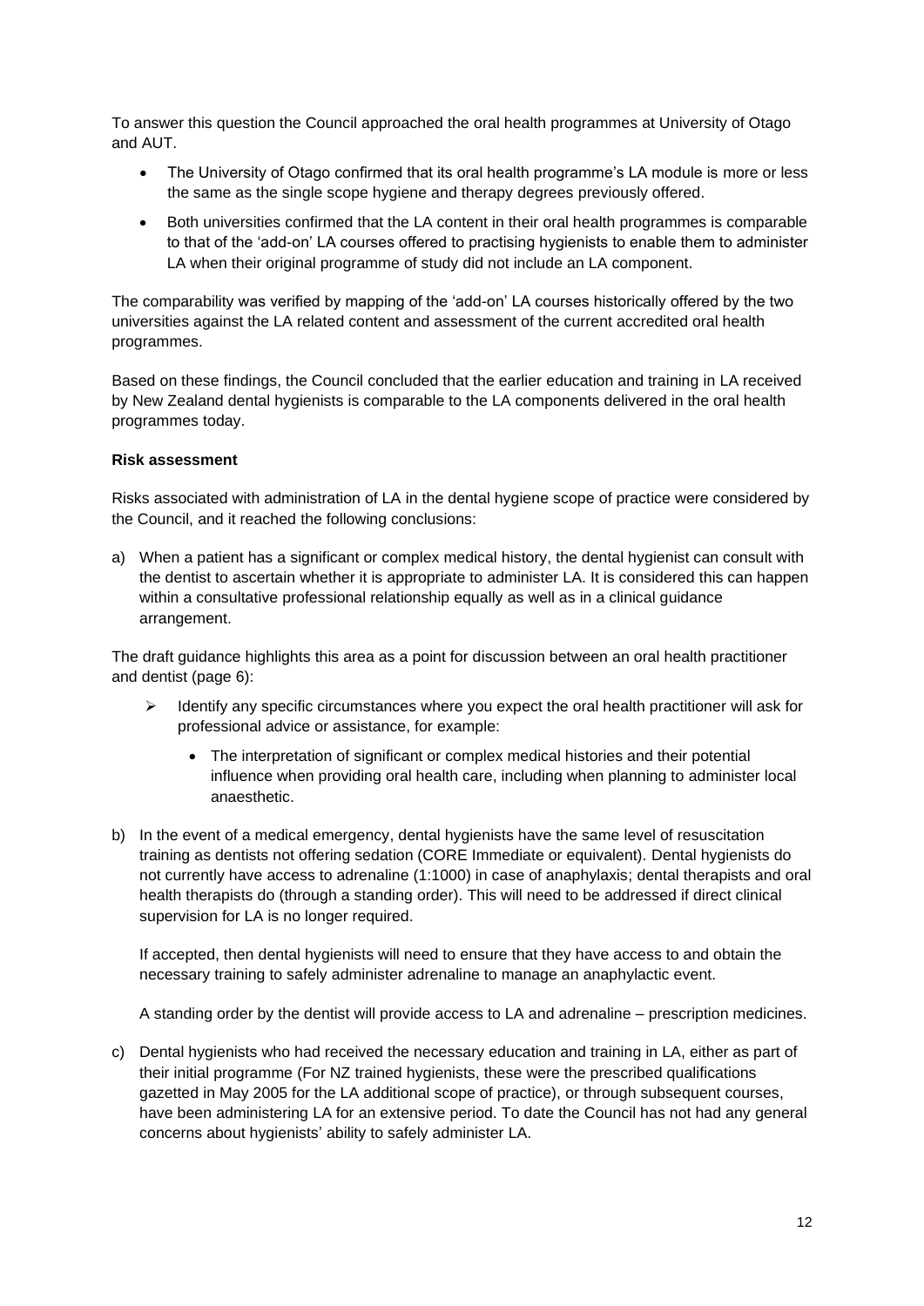To answer this question the Council approached the oral health programmes at University of Otago and AUT.

- The University of Otago confirmed that its oral health programme's LA module is more or less the same as the single scope hygiene and therapy degrees previously offered.
- Both universities confirmed that the LA content in their oral health programmes is comparable to that of the 'add-on' LA courses offered to practising hygienists to enable them to administer LA when their original programme of study did not include an LA component.

The comparability was verified by mapping of the 'add-on' LA courses historically offered by the two universities against the LA related content and assessment of the current accredited oral health programmes.

Based on these findings, the Council concluded that the earlier education and training in LA received by New Zealand dental hygienists is comparable to the LA components delivered in the oral health programmes today.

**Risk assessment**

Risks associated with administration of LA in the dental hygiene scope of practice were considered by the Council, and it reached the following conclusions:

a) When a patient has a significant or complex medical history, the dental hygienist can consult with the dentist to ascertain whether it is appropriate to administer LA. It is considered this can happen within a consultative professional relationship equally as well as in a clinical guidance arrangement.

The draft guidance highlights this area as a point for discussion between an oral health practitioner and dentist (page 6):

- Identify any specific circumstances where you expect the oral health practitioner will ask for professional advice or assistance, for example:
  - The interpretation of significant or complex medical histories and their potential influence when providing oral health care, including when planning to administer local anaesthetic.

b) In the event of a medical emergency, dental hygienists have the same level of resuscitation training as dentists not offering sedation (CORE Immediate or equivalent). Dental hygienists do not currently have access to adrenaline (1:1000) in case of anaphylaxis; dental therapists and oral health therapists do (through a standing order). This will need to be addressed if direct clinical supervision for LA is no longer required.

   If accepted, then dental hygienists will need to ensure that they have access to and obtain the necessary training to safely administer adrenaline to manage an anaphylactic event.

   A standing order by the dentist will provide access to LA and adrenaline – prescription medicines.

c) Dental hygienists who had received the necessary education and training in LA, either as part of their initial programme (For NZ trained hygienists, these were the prescribed qualifications gazetted in May 2005 for the LA additional scope of practice), or through subsequent courses, have been administering LA for an extensive period. To date the Council has not had any general concerns about hygienists' ability to safely administer LA.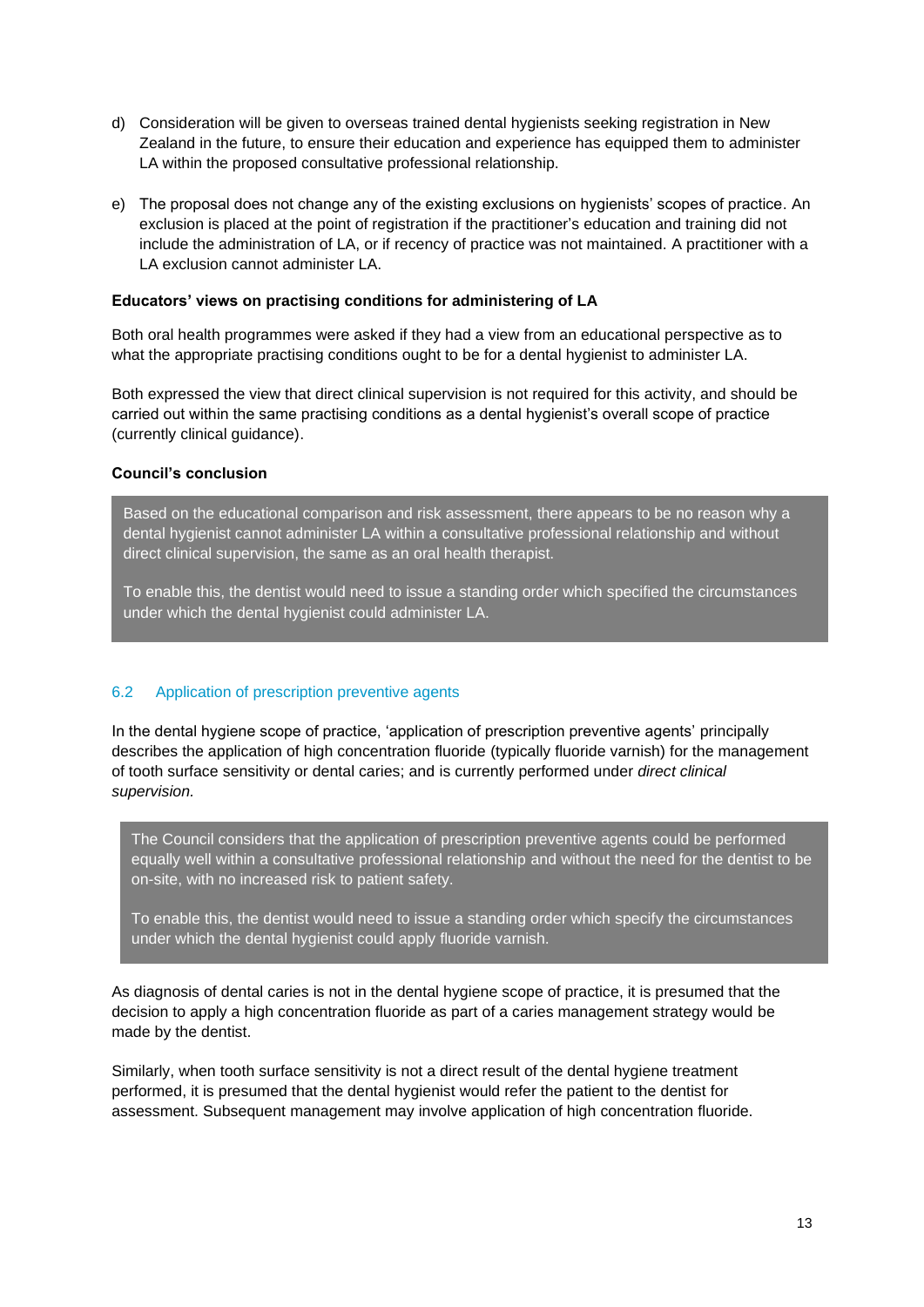d) Consideration will be given to overseas trained dental hygienists seeking registration in New Zealand in the future, to ensure their education and experience has equipped them to administer LA within the proposed consultative professional relationship.

e) The proposal does not change any of the existing exclusions on hygienists' scopes of practice. An exclusion is placed at the point of registration if the practitioner's education and training did not include the administration of LA, or if recency of practice was not maintained. A practitioner with a LA exclusion cannot administer LA.

**Educators' views on practising conditions for administering of LA**

Both oral health programmes were asked if they had a view from an educational perspective as to what the appropriate practising conditions ought to be for a dental hygienist to administer LA.

Both expressed the view that direct clinical supervision is not required for this activity, and should be carried out within the same practising conditions as a dental hygienist's overall scope of practice (currently clinical guidance).

**Council's conclusion**

> Based on the educational comparison and risk assessment, there appears to be no reason why a dental hygienist cannot administer LA within a consultative professional relationship and without direct clinical supervision, the same as an oral health therapist.
>
> To enable this, the dentist would need to issue a standing order which specified the circumstances under which the dental hygienist could administer LA.

### 6.2 Application of prescription preventive agents

In the dental hygiene scope of practice, 'application of prescription preventive agents' principally describes the application of high concentration fluoride (typically fluoride varnish) for the management of tooth surface sensitivity or dental caries; and is currently performed under *direct clinical supervision.*

> The Council considers that the application of prescription preventive agents could be performed equally well within a consultative professional relationship and without the need for the dentist to be on-site, with no increased risk to patient safety.
>
> To enable this, the dentist would need to issue a standing order which specify the circumstances under which the dental hygienist could apply fluoride varnish.

As diagnosis of dental caries is not in the dental hygiene scope of practice, it is presumed that the decision to apply a high concentration fluoride as part of a caries management strategy would be made by the dentist.

Similarly, when tooth surface sensitivity is not a direct result of the dental hygiene treatment performed, it is presumed that the dental hygienist would refer the patient to the dentist for assessment. Subsequent management may involve application of high concentration fluoride.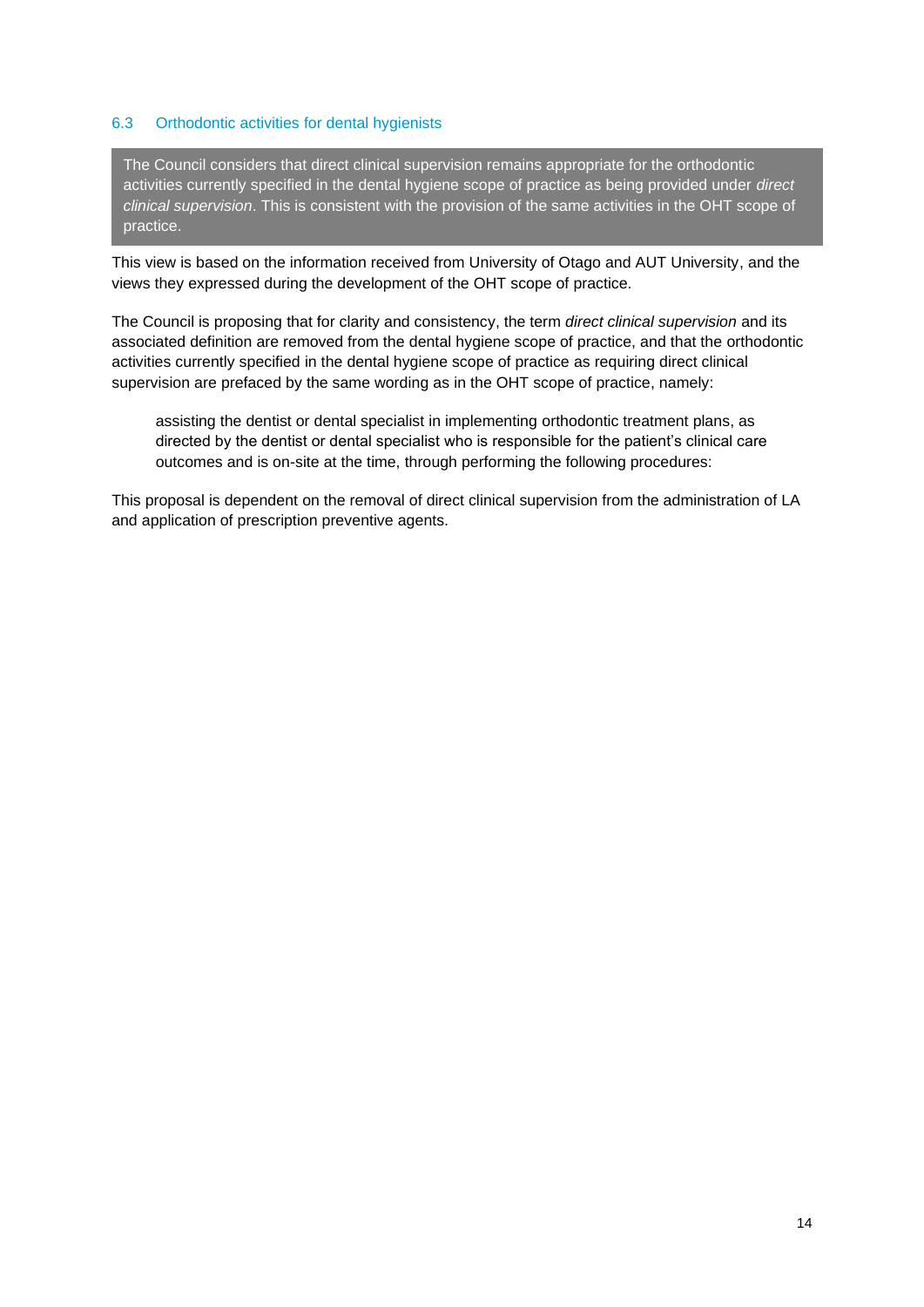## 6.3 Orthodontic activities for dental hygienists

> The Council considers that direct clinical supervision remains appropriate for the orthodontic activities currently specified in the dental hygiene scope of practice as being provided under *direct clinical supervision*. This is consistent with the provision of the same activities in the OHT scope of practice.

This view is based on the information received from University of Otago and AUT University, and the views they expressed during the development of the OHT scope of practice.

The Council is proposing that for clarity and consistency, the term *direct clinical supervision* and its associated definition are removed from the dental hygiene scope of practice, and that the orthodontic activities currently specified in the dental hygiene scope of practice as requiring direct clinical supervision are prefaced by the same wording as in the OHT scope of practice, namely:

> assisting the dentist or dental specialist in implementing orthodontic treatment plans, as directed by the dentist or dental specialist who is responsible for the patient's clinical care outcomes and is on-site at the time, through performing the following procedures:

This proposal is dependent on the removal of direct clinical supervision from the administration of LA and application of prescription preventive agents.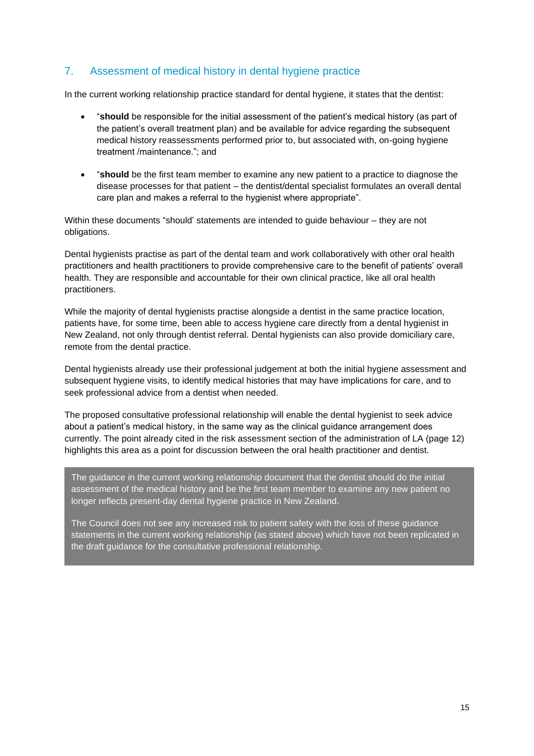## 7. Assessment of medical history in dental hygiene practice

In the current working relationship practice standard for dental hygiene, it states that the dentist:

- "**should** be responsible for the initial assessment of the patient's medical history (as part of the patient's overall treatment plan) and be available for advice regarding the subsequent medical history reassessments performed prior to, but associated with, on-going hygiene treatment /maintenance."; and
- "**should** be the first team member to examine any new patient to a practice to diagnose the disease processes for that patient – the dentist/dental specialist formulates an overall dental care plan and makes a referral to the hygienist where appropriate".

Within these documents "should' statements are intended to guide behaviour – they are not obligations.

Dental hygienists practise as part of the dental team and work collaboratively with other oral health practitioners and health practitioners to provide comprehensive care to the benefit of patients' overall health. They are responsible and accountable for their own clinical practice, like all oral health practitioners.

While the majority of dental hygienists practise alongside a dentist in the same practice location, patients have, for some time, been able to access hygiene care directly from a dental hygienist in New Zealand, not only through dentist referral. Dental hygienists can also provide domiciliary care, remote from the dental practice.

Dental hygienists already use their professional judgement at both the initial hygiene assessment and subsequent hygiene visits, to identify medical histories that may have implications for care, and to seek professional advice from a dentist when needed.

The proposed consultative professional relationship will enable the dental hygienist to seek advice about a patient's medical history, in the same way as the clinical guidance arrangement does currently. The point already cited in the risk assessment section of the administration of LA (page 12) highlights this area as a point for discussion between the oral health practitioner and dentist.

> The guidance in the current working relationship document that the dentist should do the initial assessment of the medical history and be the first team member to examine any new patient no longer reflects present-day dental hygiene practice in New Zealand.
>
> The Council does not see any increased risk to patient safety with the loss of these guidance statements in the current working relationship (as stated above) which have not been replicated in the draft guidance for the consultative professional relationship.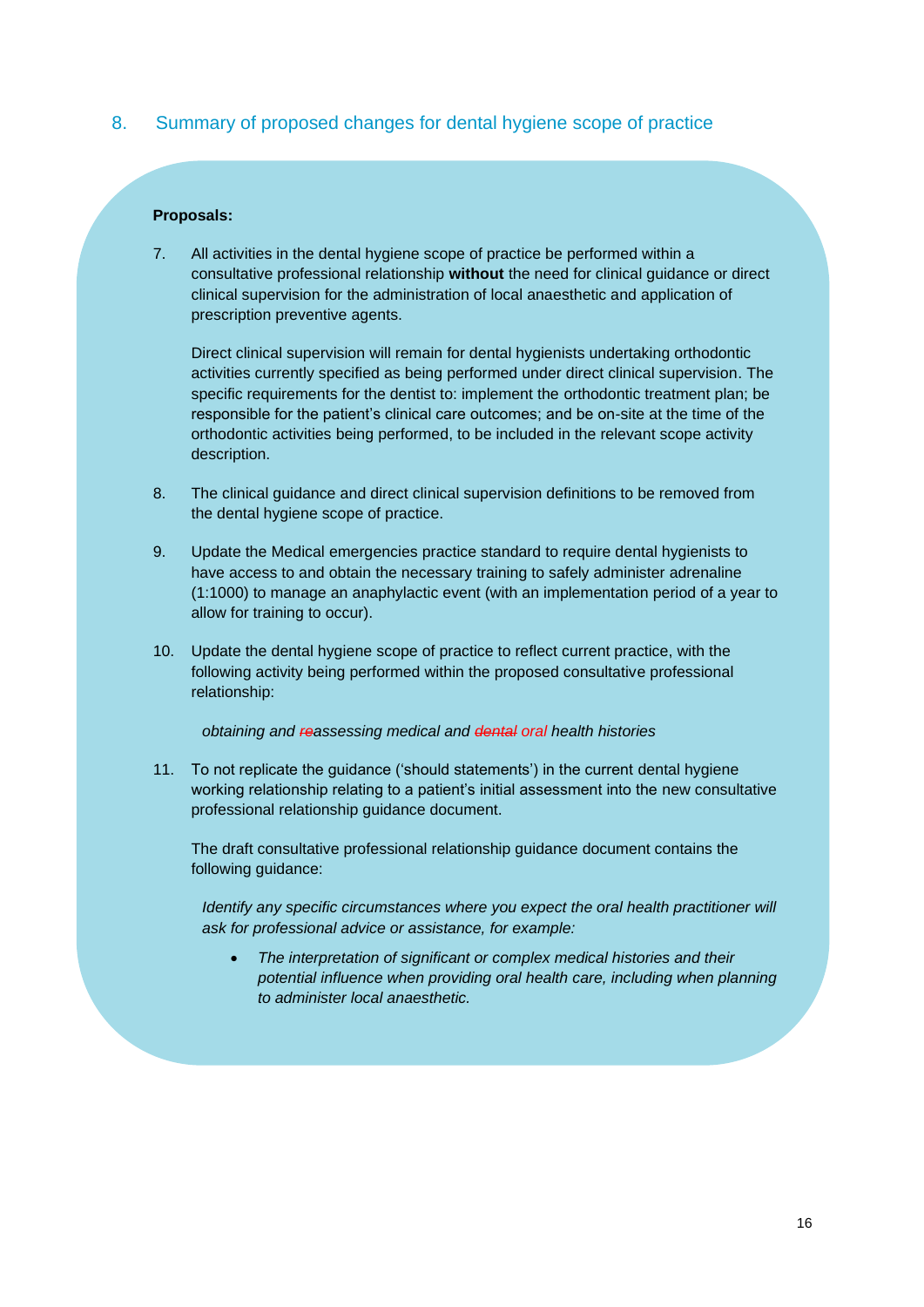## 8. Summary of proposed changes for dental hygiene scope of practice

**Proposals:**

7. All activities in the dental hygiene scope of practice be performed within a consultative professional relationship **without** the need for clinical guidance or direct clinical supervision for the administration of local anaesthetic and application of prescription preventive agents.

   Direct clinical supervision will remain for dental hygienists undertaking orthodontic activities currently specified as being performed under direct clinical supervision. The specific requirements for the dentist to: implement the orthodontic treatment plan; be responsible for the patient's clinical care outcomes; and be on-site at the time of the orthodontic activities being performed, to be included in the relevant scope activity description.

8. The clinical guidance and direct clinical supervision definitions to be removed from the dental hygiene scope of practice.

9. Update the Medical emergencies practice standard to require dental hygienists to have access to and obtain the necessary training to safely administer adrenaline (1:1000) to manage an anaphylactic event (with an implementation period of a year to allow for training to occur).

10. Update the dental hygiene scope of practice to reflect current practice, with the following activity being performed within the proposed consultative professional relationship:

    *obtaining and ~~re~~assessing medical and ~~dental~~ oral health histories*

11. To not replicate the guidance ('should statements') in the current dental hygiene working relationship relating to a patient's initial assessment into the new consultative professional relationship guidance document.

    The draft consultative professional relationship guidance document contains the following guidance:

    *Identify any specific circumstances where you expect the oral health practitioner will ask for professional advice or assistance, for example:*

    - *The interpretation of significant or complex medical histories and their potential influence when providing oral health care, including when planning to administer local anaesthetic.*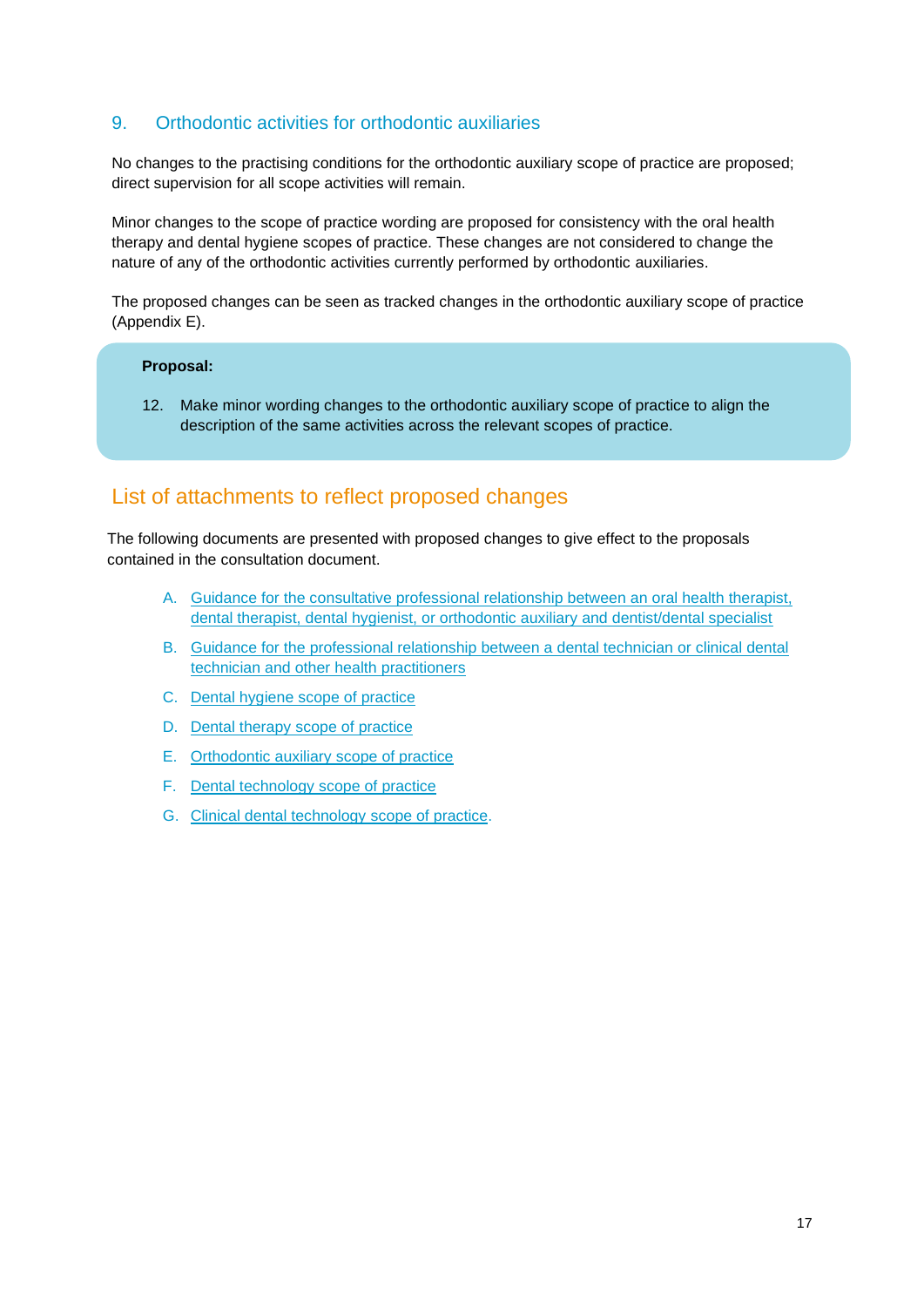## 9. Orthodontic activities for orthodontic auxiliaries

No changes to the practising conditions for the orthodontic auxiliary scope of practice are proposed; direct supervision for all scope activities will remain.

Minor changes to the scope of practice wording are proposed for consistency with the oral health therapy and dental hygiene scopes of practice. These changes are not considered to change the nature of any of the orthodontic activities currently performed by orthodontic auxiliaries.

The proposed changes can be seen as tracked changes in the orthodontic auxiliary scope of practice (Appendix E).

> **Proposal:**
>
> 12. Make minor wording changes to the orthodontic auxiliary scope of practice to align the description of the same activities across the relevant scopes of practice.

# List of attachments to reflect proposed changes

The following documents are presented with proposed changes to give effect to the proposals contained in the consultation document.

A. Guidance for the consultative professional relationship between an oral health therapist, dental therapist, dental hygienist, or orthodontic auxiliary and dentist/dental specialist

B. Guidance for the professional relationship between a dental technician or clinical dental technician and other health practitioners

C. Dental hygiene scope of practice

D. Dental therapy scope of practice

E. Orthodontic auxiliary scope of practice

F. Dental technology scope of practice

G. Clinical dental technology scope of practice.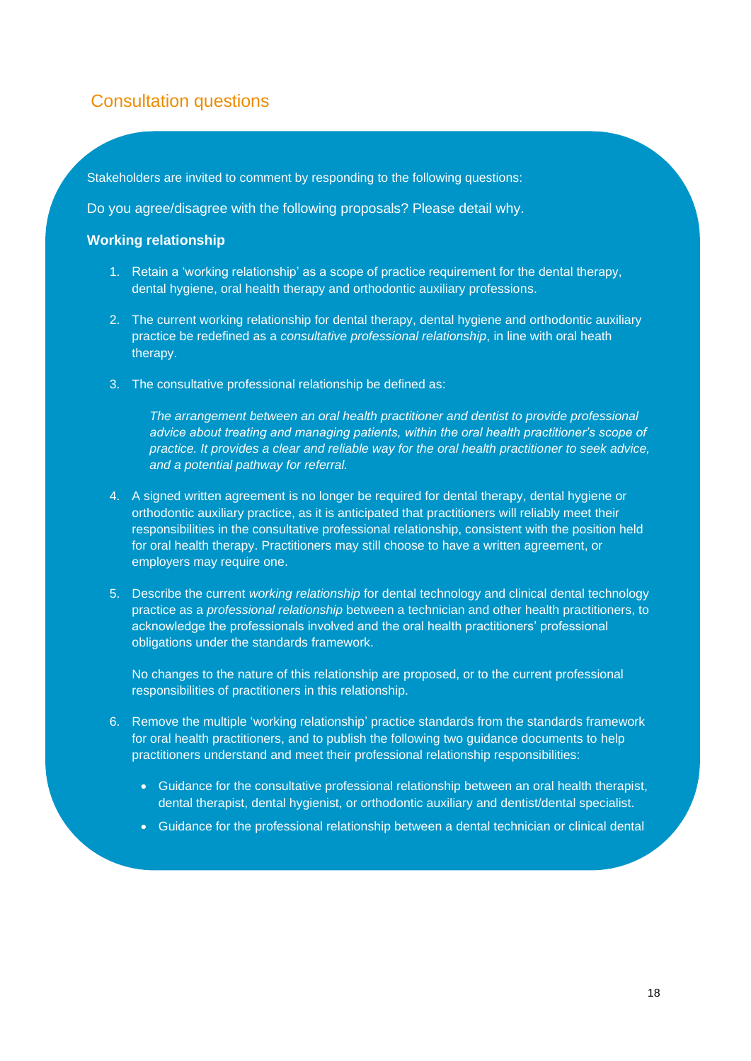## Consultation questions

Stakeholders are invited to comment by responding to the following questions:

Do you agree/disagree with the following proposals? Please detail why.

**Working relationship**

1. Retain a 'working relationship' as a scope of practice requirement for the dental therapy, dental hygiene, oral health therapy and orthodontic auxiliary professions.

2. The current working relationship for dental therapy, dental hygiene and orthodontic auxiliary practice be redefined as a *consultative professional relationship*, in line with oral heath therapy.

3. The consultative professional relationship be defined as:

   *The arrangement between an oral health practitioner and dentist to provide professional advice about treating and managing patients, within the oral health practitioner's scope of practice. It provides a clear and reliable way for the oral health practitioner to seek advice, and a potential pathway for referral.*

4. A signed written agreement is no longer be required for dental therapy, dental hygiene or orthodontic auxiliary practice, as it is anticipated that practitioners will reliably meet their responsibilities in the consultative professional relationship, consistent with the position held for oral health therapy. Practitioners may still choose to have a written agreement, or employers may require one.

5. Describe the current *working relationship* for dental technology and clinical dental technology practice as a *professional relationship* between a technician and other health practitioners, to acknowledge the professionals involved and the oral health practitioners' professional obligations under the standards framework.

   No changes to the nature of this relationship are proposed, or to the current professional responsibilities of practitioners in this relationship.

6. Remove the multiple 'working relationship' practice standards from the standards framework for oral health practitioners, and to publish the following two guidance documents to help practitioners understand and meet their professional relationship responsibilities:

   - Guidance for the consultative professional relationship between an oral health therapist, dental therapist, dental hygienist, or orthodontic auxiliary and dentist/dental specialist.
   - Guidance for the professional relationship between a dental technician or clinical dental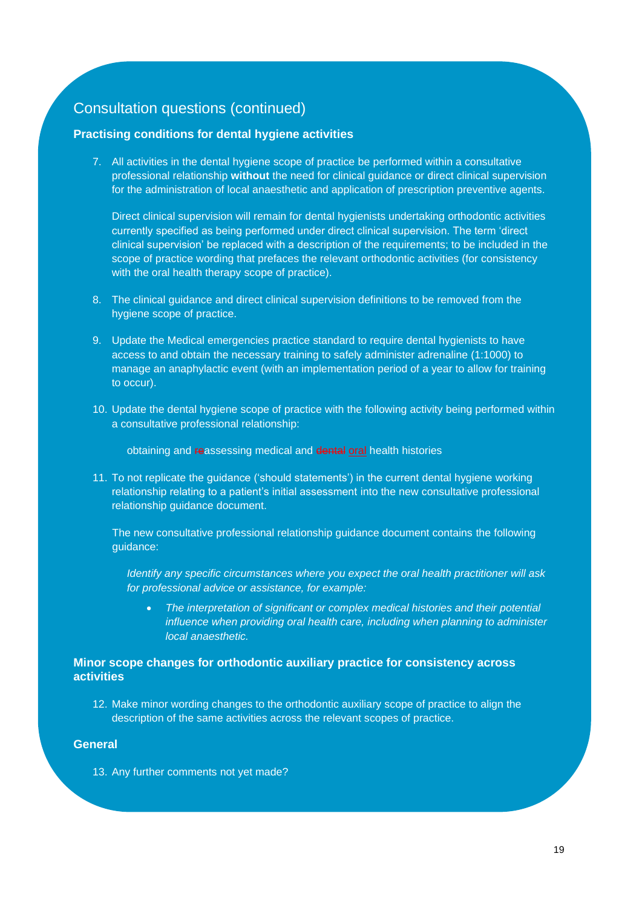## Consultation questions (continued)

### Practising conditions for dental hygiene activities

7. All activities in the dental hygiene scope of practice be performed within a consultative professional relationship **without** the need for clinical guidance or direct clinical supervision for the administration of local anaesthetic and application of prescription preventive agents.

   Direct clinical supervision will remain for dental hygienists undertaking orthodontic activities currently specified as being performed under direct clinical supervision. The term 'direct clinical supervision' be replaced with a description of the requirements; to be included in the scope of practice wording that prefaces the relevant orthodontic activities (for consistency with the oral health therapy scope of practice).

8. The clinical guidance and direct clinical supervision definitions to be removed from the hygiene scope of practice.

9. Update the Medical emergencies practice standard to require dental hygienists to have access to and obtain the necessary training to safely administer adrenaline (1:1000) to manage an anaphylactic event (with an implementation period of a year to allow for training to occur).

10. Update the dental hygiene scope of practice with the following activity being performed within a consultative professional relationship:

    obtaining and ~~re~~assessing medical and ~~dental~~ oral health histories

11. To not replicate the guidance ('should statements') in the current dental hygiene working relationship relating to a patient's initial assessment into the new consultative professional relationship guidance document.

    The new consultative professional relationship guidance document contains the following guidance:

    *Identify any specific circumstances where you expect the oral health practitioner will ask for professional advice or assistance, for example:*

    - *The interpretation of significant or complex medical histories and their potential influence when providing oral health care, including when planning to administer local anaesthetic.*

### Minor scope changes for orthodontic auxiliary practice for consistency across activities

12. Make minor wording changes to the orthodontic auxiliary scope of practice to align the description of the same activities across the relevant scopes of practice.

### General

13. Any further comments not yet made?